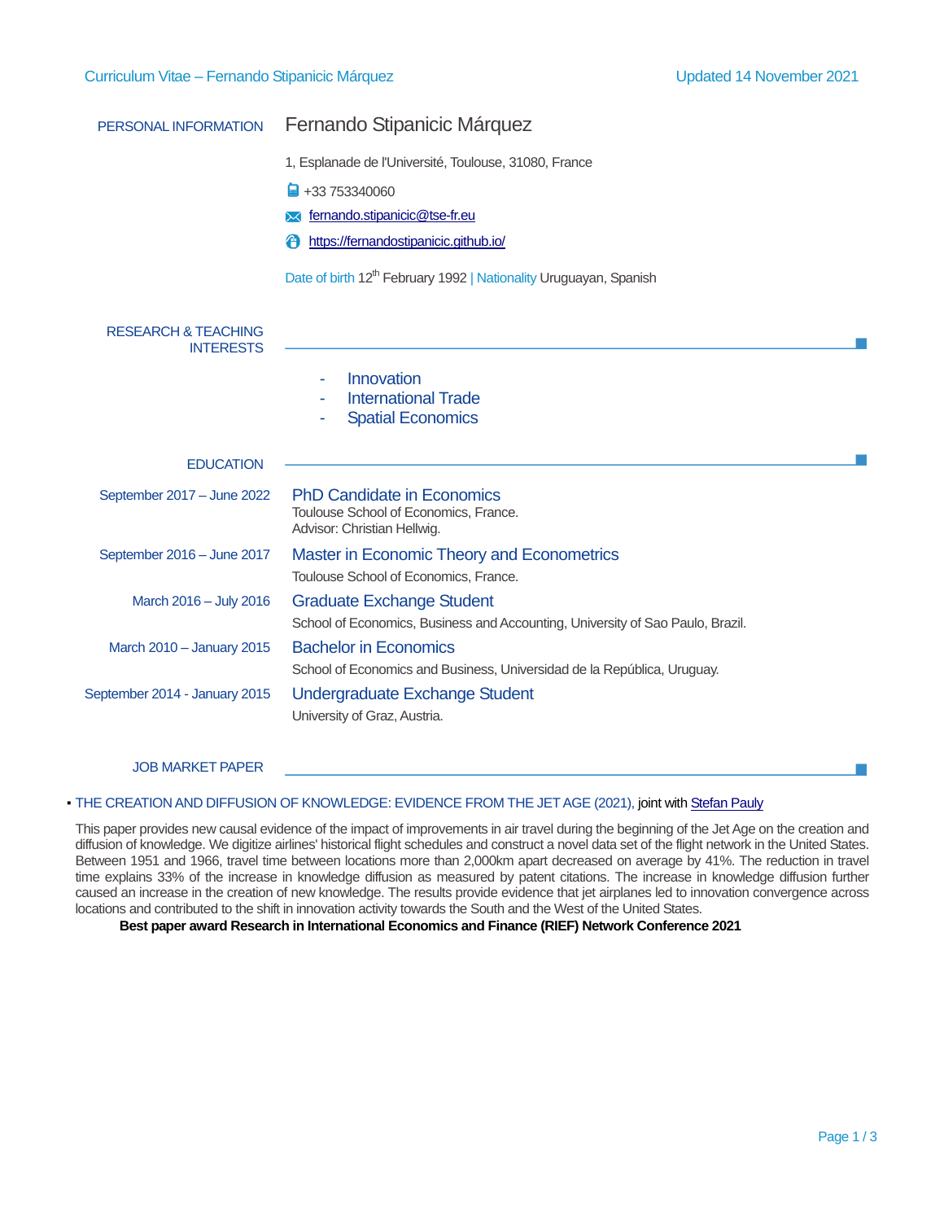Curriculum Vitae – Fernando Stipanicic Márquez — Updated 14 November 2021

## PERSONAL INFORMATION

# Fernando Stipanicic Márquez

1, Esplanade de l'Université, Toulouse, 31080, France

+33 753340060

[fernando.stipanicic@tse-fr.eu](mailto:fernando.stipanicic@tse-fr.eu)

[https://fernandostipanicic.github.io/](https://fernandostipanicic.github.io/)

Date of birth 12th February 1992 | Nationality Uruguayan, Spanish

## RESEARCH & TEACHING INTERESTS

- Innovation
- International Trade
- Spatial Economics

## EDUCATION

**September 2017 – June 2022** — **PhD Candidate in Economics**
Toulouse School of Economics, France.
Advisor: Christian Hellwig.

**September 2016 – June 2017** — **Master in Economic Theory and Econometrics**
Toulouse School of Economics, France.

**March 2016 – July 2016** — **Graduate Exchange Student**
School of Economics, Business and Accounting, University of Sao Paulo, Brazil.

**March 2010 – January 2015** — **Bachelor in Economics**
School of Economics and Business, Universidad de la República, Uruguay.

**September 2014 - January 2015** — **Undergraduate Exchange Student**
University of Graz, Austria.

## JOB MARKET PAPER

- THE CREATION AND DIFFUSION OF KNOWLEDGE: EVIDENCE FROM THE JET AGE (2021), joint with Stefan Pauly

This paper provides new causal evidence of the impact of improvements in air travel during the beginning of the Jet Age on the creation and diffusion of knowledge. We digitize airlines' historical flight schedules and construct a novel data set of the flight network in the United States. Between 1951 and 1966, travel time between locations more than 2,000km apart decreased on average by 41%. The reduction in travel time explains 33% of the increase in knowledge diffusion as measured by patent citations. The increase in knowledge diffusion further caused an increase in the creation of new knowledge. The results provide evidence that jet airplanes led to innovation convergence across locations and contributed to the shift in innovation activity towards the South and the West of the United States.

**Best paper award Research in International Economics and Finance (RIEF) Network Conference 2021**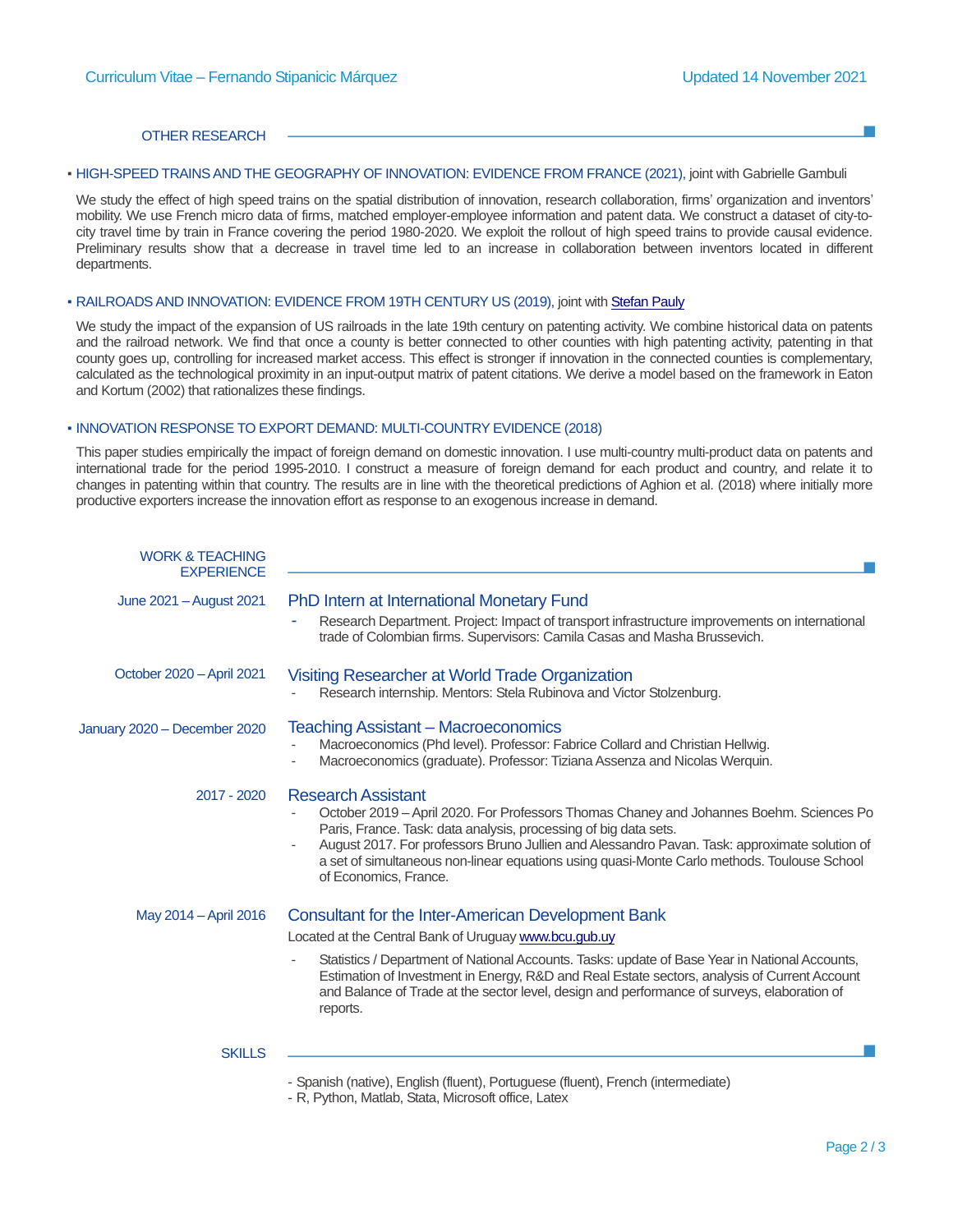## OTHER RESEARCH

▪ HIGH-SPEED TRAINS AND THE GEOGRAPHY OF INNOVATION: EVIDENCE FROM FRANCE (2021), joint with Gabrielle Gambuli

We study the effect of high speed trains on the spatial distribution of innovation, research collaboration, firms' organization and inventors' mobility. We use French micro data of firms, matched employer-employee information and patent data. We construct a dataset of city-to-city travel time by train in France covering the period 1980-2020. We exploit the rollout of high speed trains to provide causal evidence. Preliminary results show that a decrease in travel time led to an increase in collaboration between inventors located in different departments.

▪ RAILROADS AND INNOVATION: EVIDENCE FROM 19TH CENTURY US (2019), joint with Stefan Pauly

We study the impact of the expansion of US railroads in the late 19th century on patenting activity. We combine historical data on patents and the railroad network. We find that once a county is better connected to other counties with high patenting activity, patenting in that county goes up, controlling for increased market access. This effect is stronger if innovation in the connected counties is complementary, calculated as the technological proximity in an input-output matrix of patent citations. We derive a model based on the framework in Eaton and Kortum (2002) that rationalizes these findings.

▪ INNOVATION RESPONSE TO EXPORT DEMAND: MULTI-COUNTRY EVIDENCE (2018)

This paper studies empirically the impact of foreign demand on domestic innovation. I use multi-country multi-product data on patents and international trade for the period 1995-2010. I construct a measure of foreign demand for each product and country, and relate it to changes in patenting within that country. The results are in line with the theoretical predictions of Aghion et al. (2018) where initially more productive exporters increase the innovation effort as response to an exogenous increase in demand.

## WORK & TEACHING EXPERIENCE

**June 2021 – August 2021** — PhD Intern at International Monetary Fund

- Research Department. Project: Impact of transport infrastructure improvements on international trade of Colombian firms. Supervisors: Camila Casas and Masha Brussevich.

**October 2020 – April 2021** — Visiting Researcher at World Trade Organization

- Research internship. Mentors: Stela Rubinova and Victor Stolzenburg.

**January 2020 – December 2020** — Teaching Assistant – Macroeconomics

- Macroeconomics (Phd level). Professor: Fabrice Collard and Christian Hellwig.
- Macroeconomics (graduate). Professor: Tiziana Assenza and Nicolas Werquin.

**2017 - 2020** — Research Assistant

- October 2019 – April 2020. For Professors Thomas Chaney and Johannes Boehm. Sciences Po Paris, France. Task: data analysis, processing of big data sets.
- August 2017. For professors Bruno Jullien and Alessandro Pavan. Task: approximate solution of a set of simultaneous non-linear equations using quasi-Monte Carlo methods. Toulouse School of Economics, France.

**May 2014 – April 2016** — Consultant for the Inter-American Development Bank

Located at the Central Bank of Uruguay www.bcu.gub.uy

- Statistics / Department of National Accounts. Tasks: update of Base Year in National Accounts, Estimation of Investment in Energy, R&D and Real Estate sectors, analysis of Current Account and Balance of Trade at the sector level, design and performance of surveys, elaboration of reports.

## SKILLS

- Spanish (native), English (fluent), Portuguese (fluent), French (intermediate)
- R, Python, Matlab, Stata, Microsoft office, Latex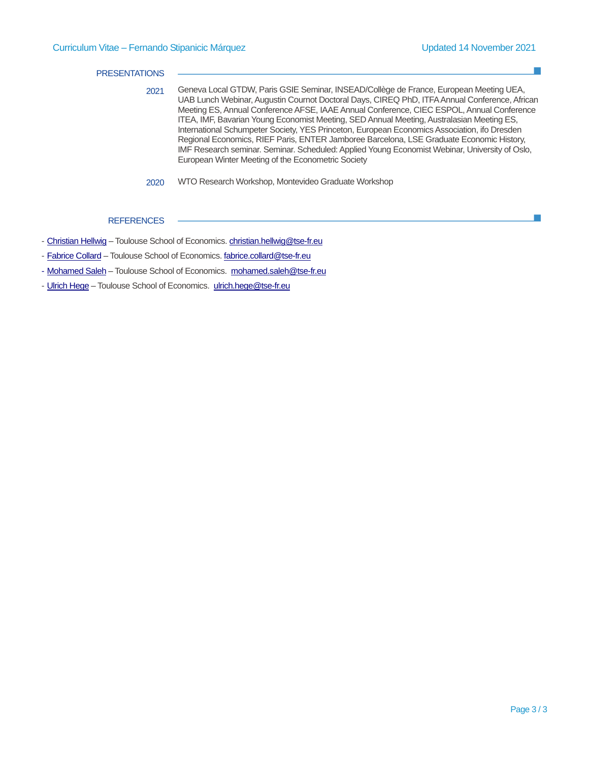## PRESENTATIONS

**2021** Geneva Local GTDW, Paris GSIE Seminar, INSEAD/Collège de France, European Meeting UEA, UAB Lunch Webinar, Augustin Cournot Doctoral Days, CIREQ PhD, ITFA Annual Conference, African Meeting ES, Annual Conference AFSE, IAAE Annual Conference, CIEC ESPOL, Annual Conference ITEA, IMF, Bavarian Young Economist Meeting, SED Annual Meeting, Australasian Meeting ES, International Schumpeter Society, YES Princeton, European Economics Association, ifo Dresden Regional Economics, RIEF Paris, ENTER Jamboree Barcelona, LSE Graduate Economic History, IMF Research seminar. Seminar. Scheduled: Applied Young Economist Webinar, University of Oslo, European Winter Meeting of the Econometric Society

**2020** WTO Research Workshop, Montevideo Graduate Workshop

## REFERENCES

- Christian Hellwig – Toulouse School of Economics. christian.hellwig@tse-fr.eu
- Fabrice Collard – Toulouse School of Economics. fabrice.collard@tse-fr.eu
- Mohamed Saleh – Toulouse School of Economics. mohamed.saleh@tse-fr.eu
- Ulrich Hege – Toulouse School of Economics. ulrich.hege@tse-fr.eu